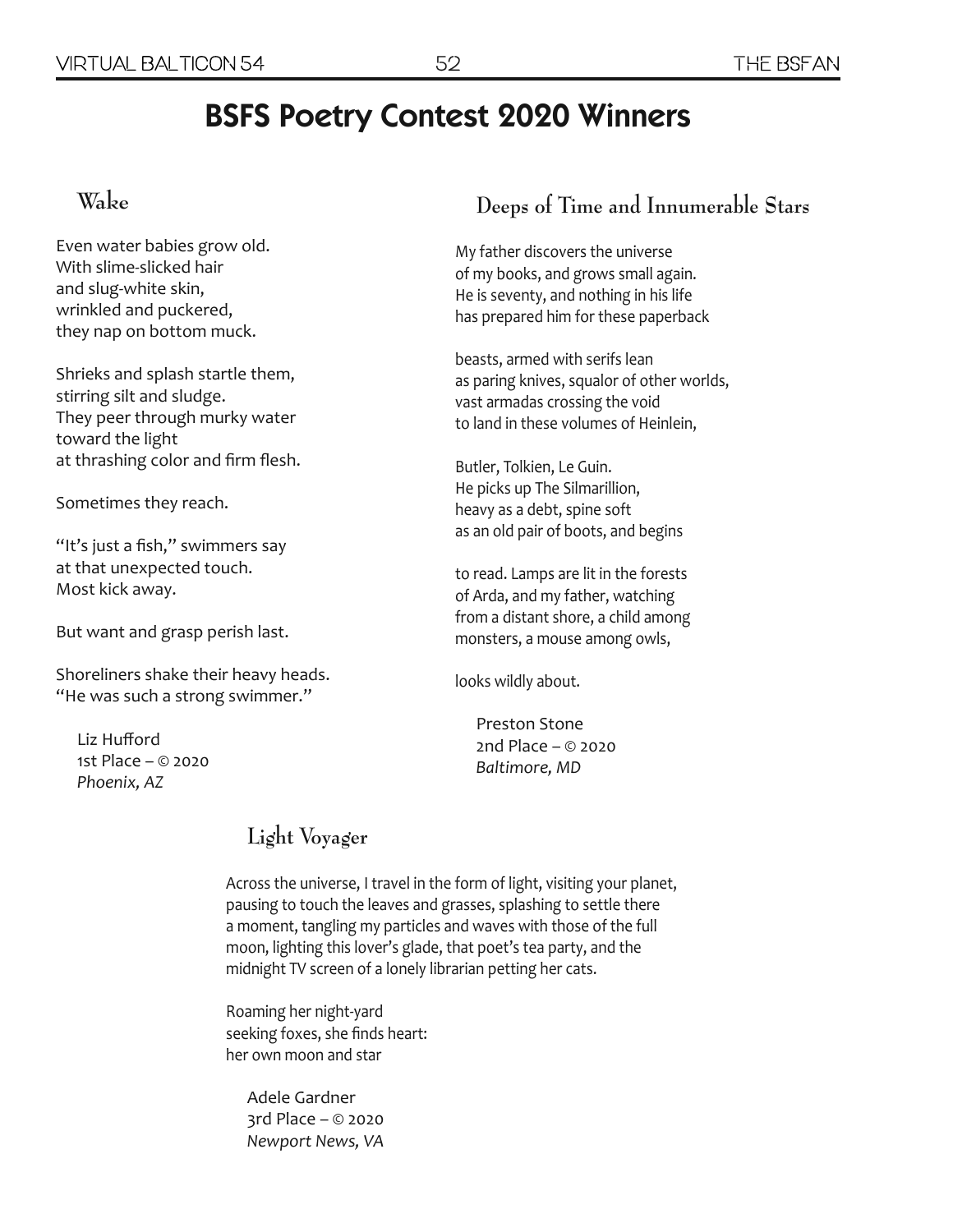# BSFS Poetry Contest 2020 Winners

## Wake

Even water babies grow old.
With slime-slicked hair
and slug-white skin,
wrinkled and puckered,
they nap on bottom muck.

Shrieks and splash startle them,
stirring silt and sludge.
They peer through murky water
toward the light
at thrashing color and firm flesh.

Sometimes they reach.

"It's just a fish," swimmers say
at that unexpected touch.
Most kick away.

But want and grasp perish last.

Shoreliners shake their heavy heads.
"He was such a strong swimmer."

Liz Hufford
1st Place – © 2020
*Phoenix, AZ*

## Deeps of Time and Innumerable Stars

My father discovers the universe
of my books, and grows small again.
He is seventy, and nothing in his life
has prepared him for these paperback

beasts, armed with serifs lean
as paring knives, squalor of other worlds,
vast armadas crossing the void
to land in these volumes of Heinlein,

Butler, Tolkien, Le Guin.
He picks up The Silmarillion,
heavy as a debt, spine soft
as an old pair of boots, and begins

to read. Lamps are lit in the forests
of Arda, and my father, watching
from a distant shore, a child among
monsters, a mouse among owls,

looks wildly about.

Preston Stone
2nd Place – © 2020
*Baltimore, MD*

## Light Voyager

Across the universe, I travel in the form of light, visiting your planet, pausing to touch the leaves and grasses, splashing to settle there a moment, tangling my particles and waves with those of the full moon, lighting this lover's glade, that poet's tea party, and the midnight TV screen of a lonely librarian petting her cats.

Roaming her night-yard
seeking foxes, she finds heart:
her own moon and star

Adele Gardner
3rd Place – © 2020
*Newport News, VA*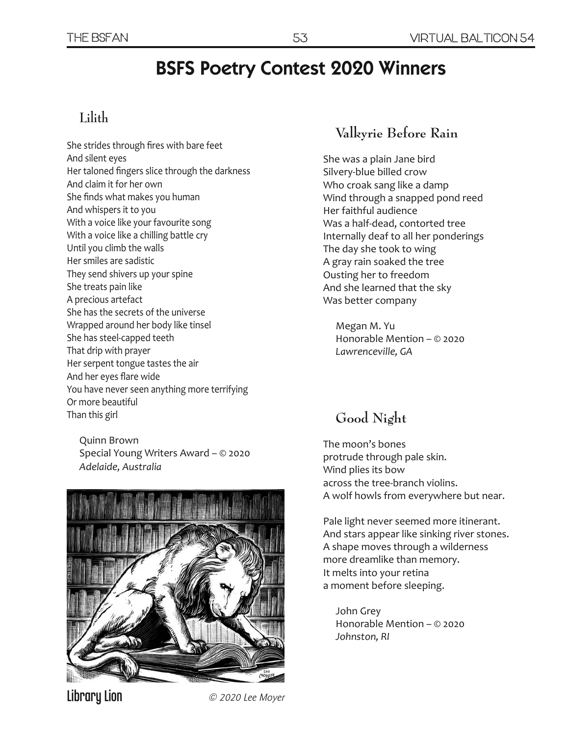# BSFS Poetry Contest 2020 Winners

## Lilith

She strides through fires with bare feet
And silent eyes
Her taloned fingers slice through the darkness
And claim it for her own
She finds what makes you human
And whispers it to you
With a voice like your favourite song
With a voice like a chilling battle cry
Until you climb the walls
Her smiles are sadistic
They send shivers up your spine
She treats pain like
A precious artefact
She has the secrets of the universe
Wrapped around her body like tinsel
She has steel-capped teeth
That drip with prayer
Her serpent tongue tastes the air
And her eyes flare wide
You have never seen anything more terrifying
Or more beautiful
Than this girl

Quinn Brown
Special Young Writers Award – © 2020
*Adelaide, Australia*

**Library Lion** *© 2020 Lee Moyer*

## Valkyrie Before Rain

She was a plain Jane bird
Silvery-blue billed crow
Who croak sang like a damp
Wind through a snapped pond reed
Her faithful audience
Was a half-dead, contorted tree
Internally deaf to all her ponderings
The day she took to wing
A gray rain soaked the tree
Ousting her to freedom
And she learned that the sky
Was better company

Megan M. Yu
Honorable Mention – © 2020
*Lawrenceville, GA*

## Good Night

The moon's bones
protrude through pale skin.
Wind plies its bow
across the tree-branch violins.
A wolf howls from everywhere but near.

Pale light never seemed more itinerant.
And stars appear like sinking river stones.
A shape moves through a wilderness
more dreamlike than memory.
It melts into your retina
a moment before sleeping.

John Grey
Honorable Mention – © 2020
*Johnston, RI*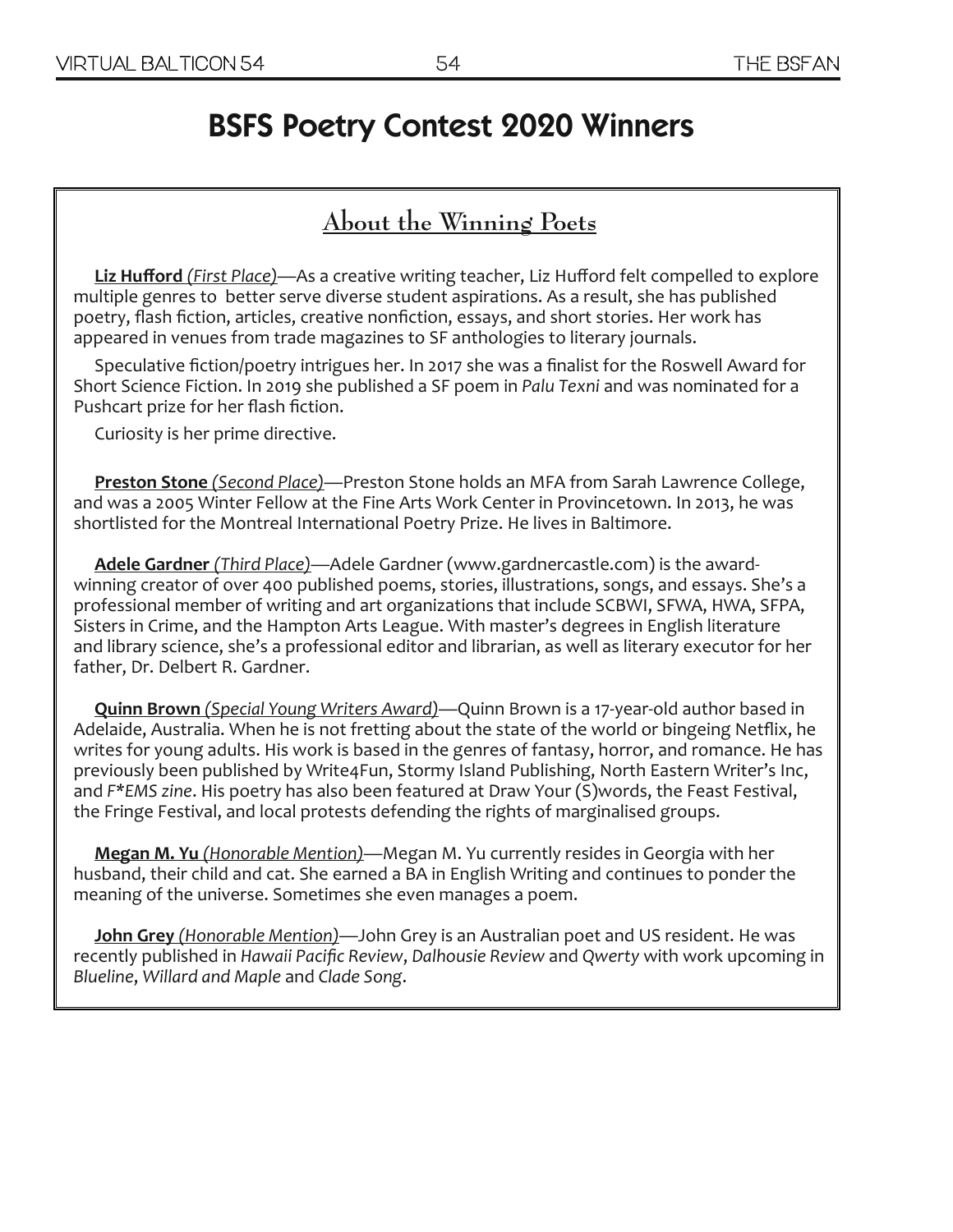# BSFS Poetry Contest 2020 Winners

## About the Winning Poets

**Liz Hufford** *(First Place)*—As a creative writing teacher, Liz Hufford felt compelled to explore multiple genres to better serve diverse student aspirations. As a result, she has published poetry, flash fiction, articles, creative nonfiction, essays, and short stories. Her work has appeared in venues from trade magazines to SF anthologies to literary journals.

Speculative fiction/poetry intrigues her. In 2017 she was a finalist for the Roswell Award for Short Science Fiction. In 2019 she published a SF poem in *Palu Texni* and was nominated for a Pushcart prize for her flash fiction.

Curiosity is her prime directive.

**Preston Stone** *(Second Place)*—Preston Stone holds an MFA from Sarah Lawrence College, and was a 2005 Winter Fellow at the Fine Arts Work Center in Provincetown. In 2013, he was shortlisted for the Montreal International Poetry Prize. He lives in Baltimore.

**Adele Gardner** *(Third Place)*—Adele Gardner (www.gardnercastle.com) is the award-winning creator of over 400 published poems, stories, illustrations, songs, and essays. She's a professional member of writing and art organizations that include SCBWI, SFWA, HWA, SFPA, Sisters in Crime, and the Hampton Arts League. With master's degrees in English literature and library science, she's a professional editor and librarian, as well as literary executor for her father, Dr. Delbert R. Gardner.

**Quinn Brown** *(Special Young Writers Award)*—Quinn Brown is a 17-year-old author based in Adelaide, Australia. When he is not fretting about the state of the world or bingeing Netflix, he writes for young adults. His work is based in the genres of fantasy, horror, and romance. He has previously been published by Write4Fun, Stormy Island Publishing, North Eastern Writer's Inc, and *F*EMS zine*. His poetry has also been featured at Draw Your (S)words, the Feast Festival, the Fringe Festival, and local protests defending the rights of marginalised groups.

**Megan M. Yu** *(Honorable Mention)*—Megan M. Yu currently resides in Georgia with her husband, their child and cat. She earned a BA in English Writing and continues to ponder the meaning of the universe. Sometimes she even manages a poem.

**John Grey** *(Honorable Mention)*—John Grey is an Australian poet and US resident. He was recently published in *Hawaii Pacific Review*, *Dalhousie Review* and *Qwerty* with work upcoming in *Blueline*, *Willard and Maple* and *Clade Song*.